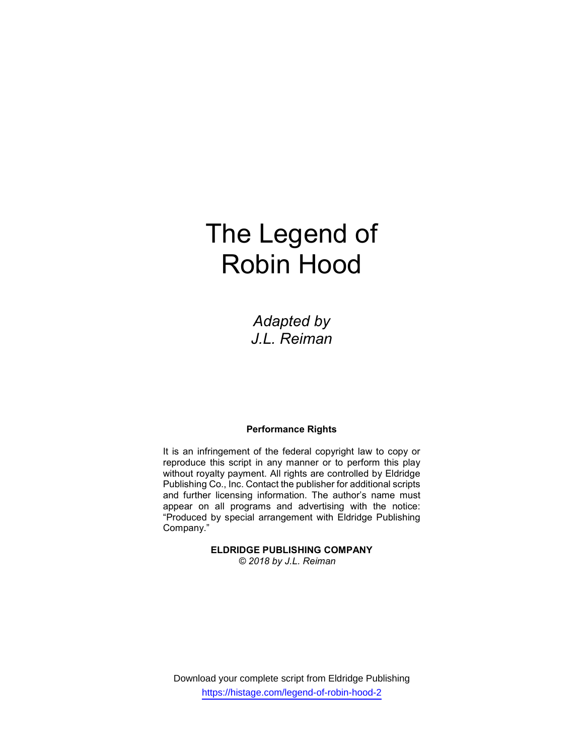# The Legend of Robin Hood

*Adapted by J.L. Reiman*

**Performance Rights**

It is an infringement of the federal copyright law to copy or reproduce this script in any manner or to perform this play without royalty payment. All rights are controlled by Eldridge Publishing Co., Inc. Contact the publisher for additional scripts and further licensing information. The author's name must appear on all programs and advertising with the notice: "Produced by special arrangement with Eldridge Publishing Company."

**ELDRIDGE PUBLISHING COMPANY**
*© 2018 by J.L. Reiman*

Download your complete script from Eldridge Publishing
https://histage.com/legend-of-robin-hood-2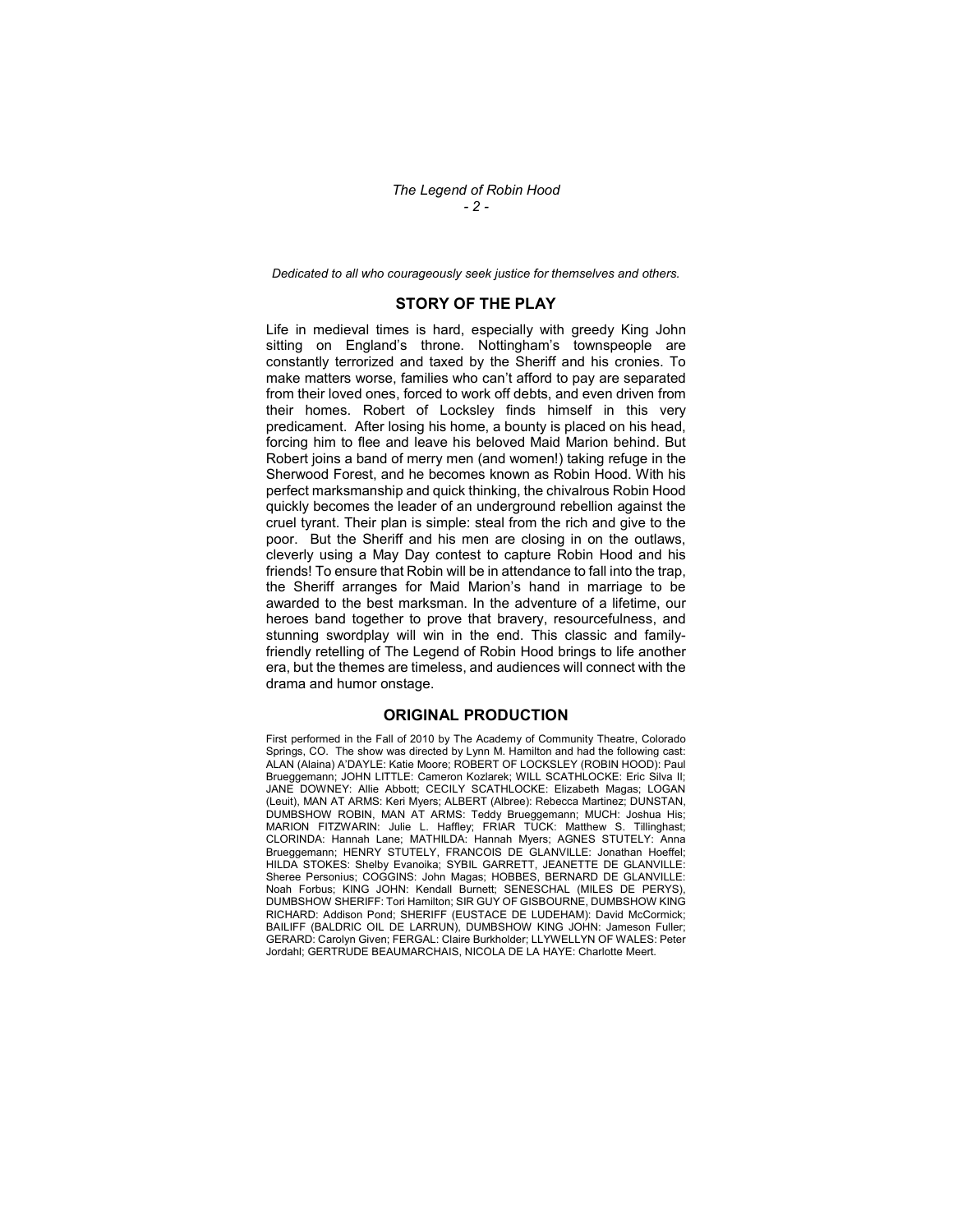*Dedicated to all who courageously seek justice for themselves and others.*

## STORY OF THE PLAY

Life in medieval times is hard, especially with greedy King John sitting on England's throne. Nottingham's townspeople are constantly terrorized and taxed by the Sheriff and his cronies. To make matters worse, families who can't afford to pay are separated from their loved ones, forced to work off debts, and even driven from their homes. Robert of Locksley finds himself in this very predicament. After losing his home, a bounty is placed on his head, forcing him to flee and leave his beloved Maid Marion behind. But Robert joins a band of merry men (and women!) taking refuge in the Sherwood Forest, and he becomes known as Robin Hood. With his perfect marksmanship and quick thinking, the chivalrous Robin Hood quickly becomes the leader of an underground rebellion against the cruel tyrant. Their plan is simple: steal from the rich and give to the poor. But the Sheriff and his men are closing in on the outlaws, cleverly using a May Day contest to capture Robin Hood and his friends! To ensure that Robin will be in attendance to fall into the trap, the Sheriff arranges for Maid Marion's hand in marriage to be awarded to the best marksman. In the adventure of a lifetime, our heroes band together to prove that bravery, resourcefulness, and stunning swordplay will win in the end. This classic and family-friendly retelling of The Legend of Robin Hood brings to life another era, but the themes are timeless, and audiences will connect with the drama and humor onstage.

## ORIGINAL PRODUCTION

First performed in the Fall of 2010 by The Academy of Community Theatre, Colorado Springs, CO. The show was directed by Lynn M. Hamilton and had the following cast: ALAN (Alaina) A'DAYLE: Katie Moore; ROBERT OF LOCKSLEY (ROBIN HOOD): Paul Brueggemann; JOHN LITTLE: Cameron Kozlarek; WILL SCATHLOCKE: Eric Silva II; JANE DOWNEY: Allie Abbott; CECILY SCATHLOCKE: Elizabeth Magas; LOGAN (Leuit), MAN AT ARMS: Keri Myers; ALBERT (Albree): Rebecca Martinez; DUNSTAN, DUMBSHOW ROBIN, MAN AT ARMS: Teddy Brueggemann; MUCH: Joshua His; MARION FITZWARIN: Julie L. Haffley; FRIAR TUCK: Matthew S. Tillinghast; CLORINDA: Hannah Lane; MATHILDA: Hannah Myers; AGNES STUTELY: Anna Brueggemann; HENRY STUTELY, FRANCOIS DE GLANVILLE: Jonathan Hoeffel; HILDA STOKES: Shelby Evanoika; SYBIL GARRETT, JEANETTE DE GLANVILLE: Sheree Personius; COGGINS: John Magas; HOBBES, BERNARD DE GLANVILLE: Noah Forbus; KING JOHN: Kendall Burnett; SENESCHAL (MILES DE PERYS), DUMBSHOW SHERIFF: Tori Hamilton; SIR GUY OF GISBOURNE, DUMBSHOW KING RICHARD: Addison Pond; SHERIFF (EUSTACE DE LUDEHAM): David McCormick; BAILIFF (BALDRIC OIL DE LARRUN), DUMBSHOW KING JOHN: Jameson Fuller; GERARD: Carolyn Given; FERGAL: Claire Burkholder; LLYWELLYN OF WALES: Peter Jordahl; GERTRUDE BEAUMARCHAIS, NICOLA DE LA HAYE: Charlotte Meert.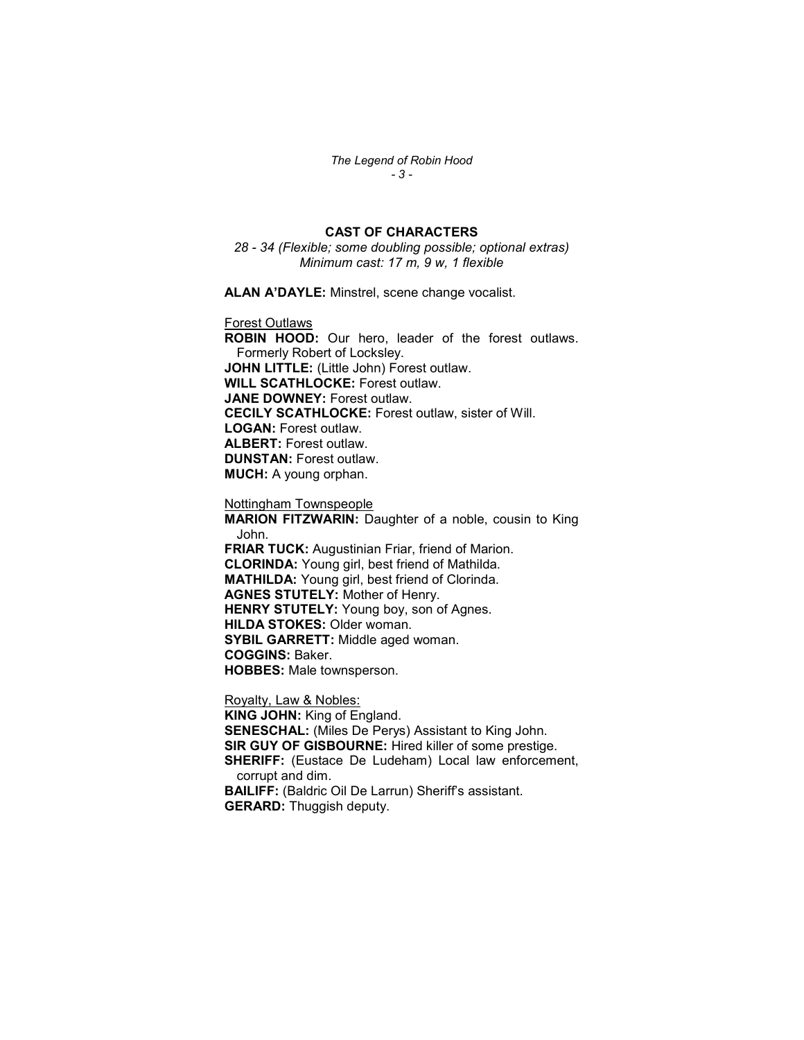## CAST OF CHARACTERS

*28 - 34 (Flexible; some doubling possible; optional extras)*
*Minimum cast: 17 m, 9 w, 1 flexible*

**ALAN A'DAYLE:** Minstrel, scene change vocalist.

Forest Outlaws

**ROBIN HOOD:** Our hero, leader of the forest outlaws. Formerly Robert of Locksley.
**JOHN LITTLE:** (Little John) Forest outlaw.
**WILL SCATHLOCKE:** Forest outlaw.
**JANE DOWNEY:** Forest outlaw.
**CECILY SCATHLOCKE:** Forest outlaw, sister of Will.
**LOGAN:** Forest outlaw.
**ALBERT:** Forest outlaw.
**DUNSTAN:** Forest outlaw.
**MUCH:** A young orphan.

Nottingham Townspeople

**MARION FITZWARIN:** Daughter of a noble, cousin to King John.
**FRIAR TUCK:** Augustinian Friar, friend of Marion.
**CLORINDA:** Young girl, best friend of Mathilda.
**MATHILDA:** Young girl, best friend of Clorinda.
**AGNES STUTELY:** Mother of Henry.
**HENRY STUTELY:** Young boy, son of Agnes.
**HILDA STOKES:** Older woman.
**SYBIL GARRETT:** Middle aged woman.
**COGGINS:** Baker.
**HOBBES:** Male townsperson.

Royalty, Law & Nobles:

**KING JOHN:** King of England.
**SENESCHAL:** (Miles De Perys) Assistant to King John.
**SIR GUY OF GISBOURNE:** Hired killer of some prestige.
**SHERIFF:** (Eustace De Ludeham) Local law enforcement, corrupt and dim.
**BAILIFF:** (Baldric Oil De Larrun) Sheriff's assistant.
**GERARD:** Thuggish deputy.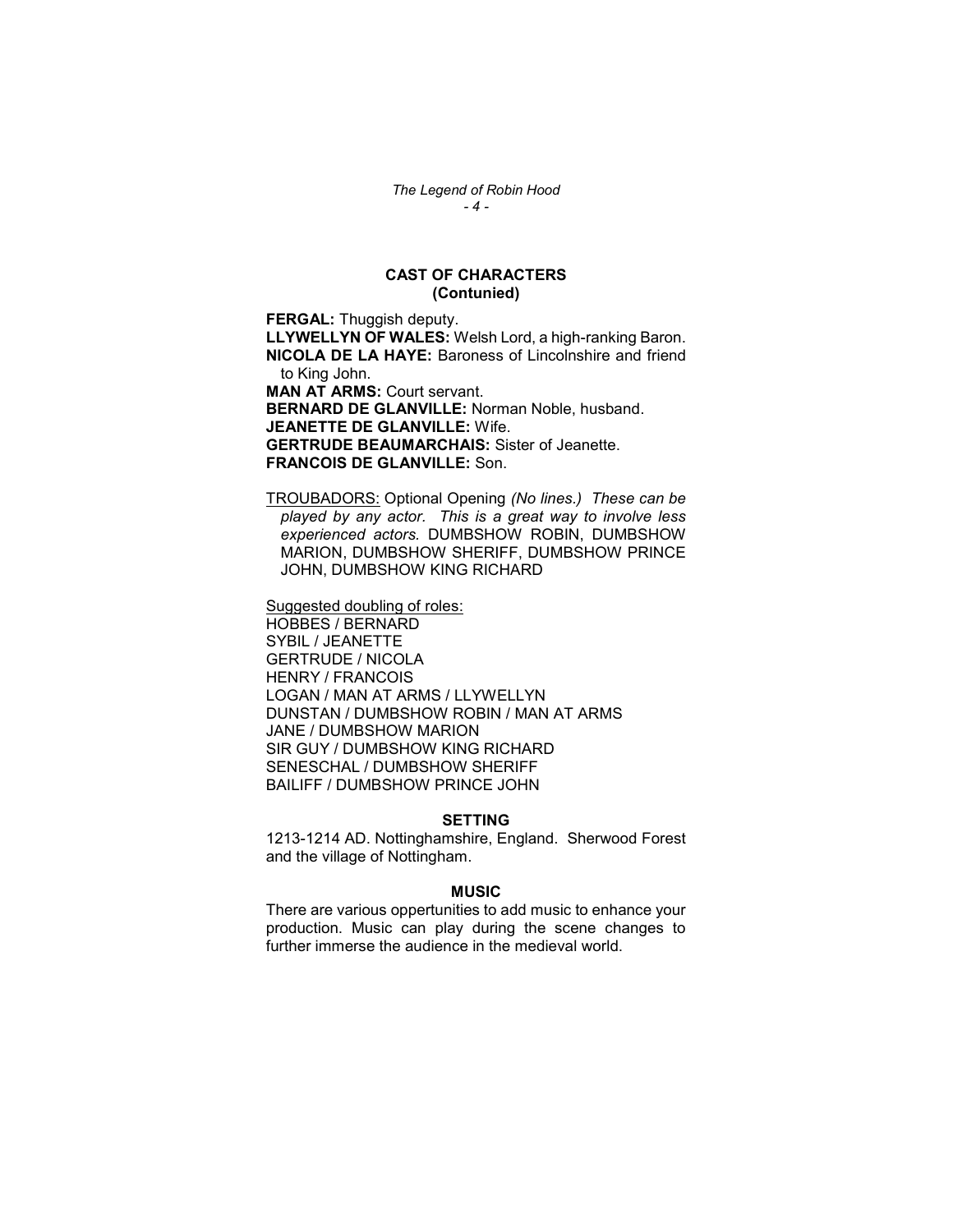## CAST OF CHARACTERS
## (Contunied)

**FERGAL:** Thuggish deputy.
**LLYWELLYN OF WALES:** Welsh Lord, a high-ranking Baron.
**NICOLA DE LA HAYE:** Baroness of Lincolnshire and friend to King John.
**MAN AT ARMS:** Court servant.
**BERNARD DE GLANVILLE:** Norman Noble, husband.
**JEANETTE DE GLANVILLE:** Wife.
**GERTRUDE BEAUMARCHAIS:** Sister of Jeanette.
**FRANCOIS DE GLANVILLE:** Son.

<u>TROUBADORS:</u> Optional Opening *(No lines.) These can be played by any actor. This is a great way to involve less experienced actors.* DUMBSHOW ROBIN, DUMBSHOW MARION, DUMBSHOW SHERIFF, DUMBSHOW PRINCE JOHN, DUMBSHOW KING RICHARD

<u>Suggested doubling of roles:</u>
HOBBES / BERNARD
SYBIL / JEANETTE
GERTRUDE / NICOLA
HENRY / FRANCOIS
LOGAN / MAN AT ARMS / LLYWELLYN
DUNSTAN / DUMBSHOW ROBIN / MAN AT ARMS
JANE / DUMBSHOW MARION
SIR GUY / DUMBSHOW KING RICHARD
SENESCHAL / DUMBSHOW SHERIFF
BAILIFF / DUMBSHOW PRINCE JOHN

### SETTING

1213-1214 AD. Nottinghamshire, England. Sherwood Forest and the village of Nottingham.

### MUSIC

There are various oppertunities to add music to enhance your production. Music can play during the scene changes to further immerse the audience in the medieval world.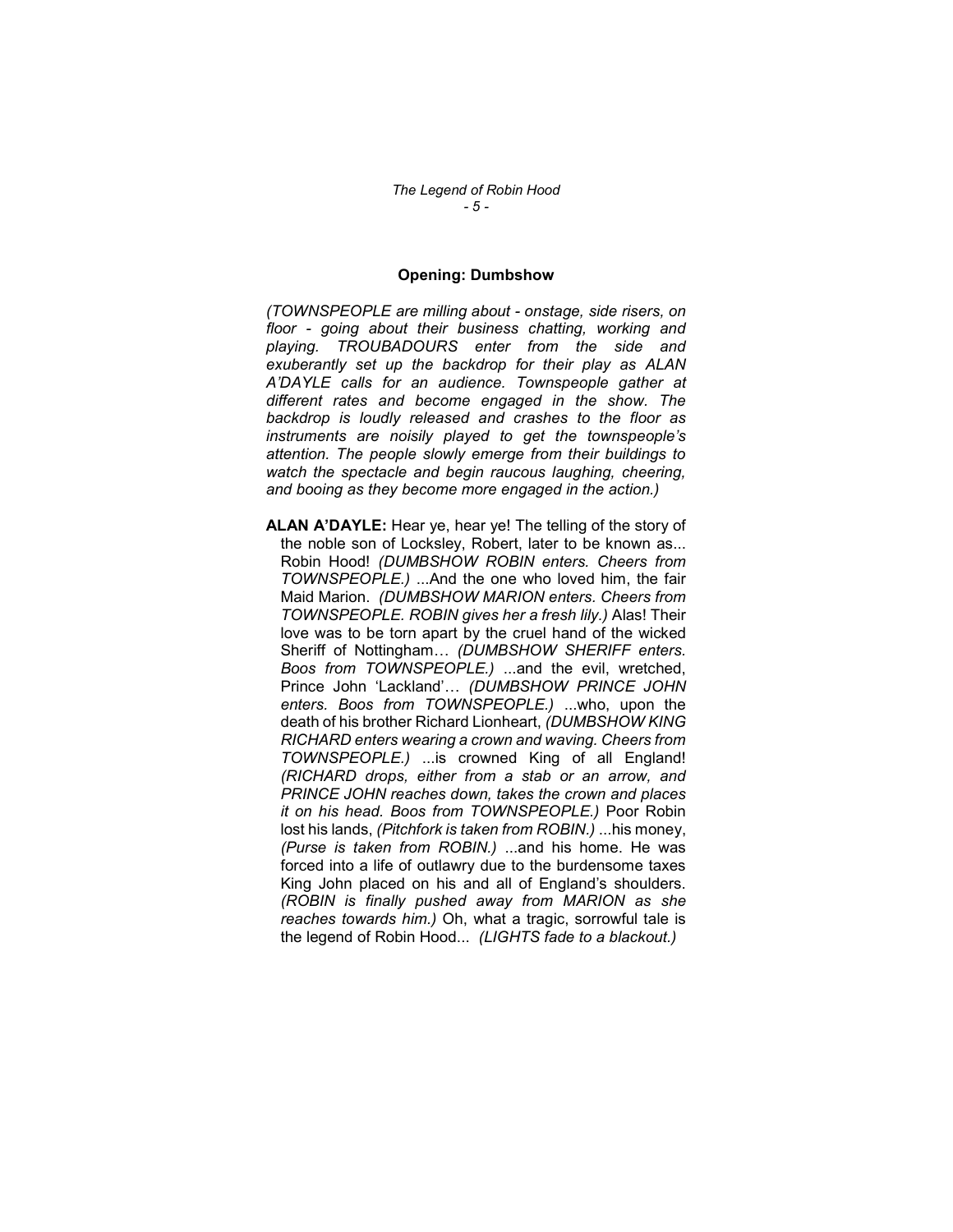### Opening: Dumbshow

*(TOWNSPEOPLE are milling about - onstage, side risers, on floor - going about their business chatting, working and playing. TROUBADOURS enter from the side and exuberantly set up the backdrop for their play as ALAN A'DAYLE calls for an audience. Townspeople gather at different rates and become engaged in the show. The backdrop is loudly released and crashes to the floor as instruments are noisily played to get the townspeople's attention. The people slowly emerge from their buildings to watch the spectacle and begin raucous laughing, cheering, and booing as they become more engaged in the action.)*

**ALAN A'DAYLE:** Hear ye, hear ye! The telling of the story of the noble son of Locksley, Robert, later to be known as... Robin Hood! *(DUMBSHOW ROBIN enters. Cheers from TOWNSPEOPLE.)* ...And the one who loved him, the fair Maid Marion. *(DUMBSHOW MARION enters. Cheers from TOWNSPEOPLE. ROBIN gives her a fresh lily.)* Alas! Their love was to be torn apart by the cruel hand of the wicked Sheriff of Nottingham… *(DUMBSHOW SHERIFF enters. Boos from TOWNSPEOPLE.)* ...and the evil, wretched, Prince John 'Lackland'… *(DUMBSHOW PRINCE JOHN enters. Boos from TOWNSPEOPLE.)* ...who, upon the death of his brother Richard Lionheart, *(DUMBSHOW KING RICHARD enters wearing a crown and waving. Cheers from TOWNSPEOPLE.)* ...is crowned King of all England! *(RICHARD drops, either from a stab or an arrow, and PRINCE JOHN reaches down, takes the crown and places it on his head. Boos from TOWNSPEOPLE.)* Poor Robin lost his lands, *(Pitchfork is taken from ROBIN.)* ...his money, *(Purse is taken from ROBIN.)* ...and his home. He was forced into a life of outlawry due to the burdensome taxes King John placed on his and all of England's shoulders. *(ROBIN is finally pushed away from MARION as she reaches towards him.)* Oh, what a tragic, sorrowful tale is the legend of Robin Hood... *(LIGHTS fade to a blackout.)*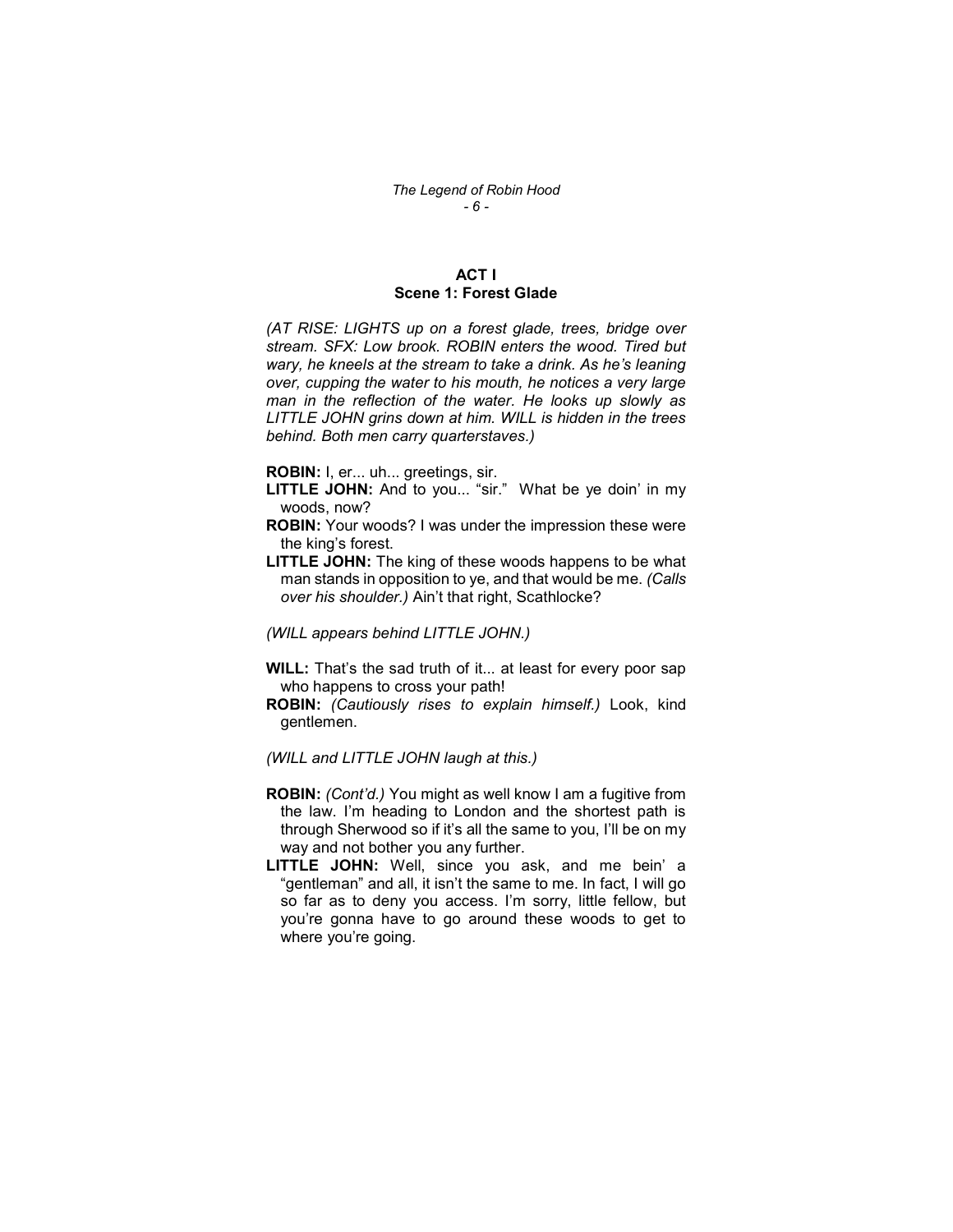## ACT I
### Scene 1: Forest Glade

*(AT RISE: LIGHTS up on a forest glade, trees, bridge over stream. SFX: Low brook. ROBIN enters the wood. Tired but wary, he kneels at the stream to take a drink. As he's leaning over, cupping the water to his mouth, he notices a very large man in the reflection of the water. He looks up slowly as LITTLE JOHN grins down at him. WILL is hidden in the trees behind. Both men carry quarterstaves.)*

**ROBIN:** I, er... uh... greetings, sir.

**LITTLE JOHN:** And to you... "sir." What be ye doin' in my woods, now?

**ROBIN:** Your woods? I was under the impression these were the king's forest.

**LITTLE JOHN:** The king of these woods happens to be what man stands in opposition to ye, and that would be me. *(Calls over his shoulder.)* Ain't that right, Scathlocke?

*(WILL appears behind LITTLE JOHN.)*

**WILL:** That's the sad truth of it... at least for every poor sap who happens to cross your path!

**ROBIN:** *(Cautiously rises to explain himself.)* Look, kind gentlemen.

*(WILL and LITTLE JOHN laugh at this.)*

**ROBIN:** *(Cont'd.)* You might as well know I am a fugitive from the law. I'm heading to London and the shortest path is through Sherwood so if it's all the same to you, I'll be on my way and not bother you any further.

**LITTLE JOHN:** Well, since you ask, and me bein' a "gentleman" and all, it isn't the same to me. In fact, I will go so far as to deny you access. I'm sorry, little fellow, but you're gonna have to go around these woods to get to where you're going.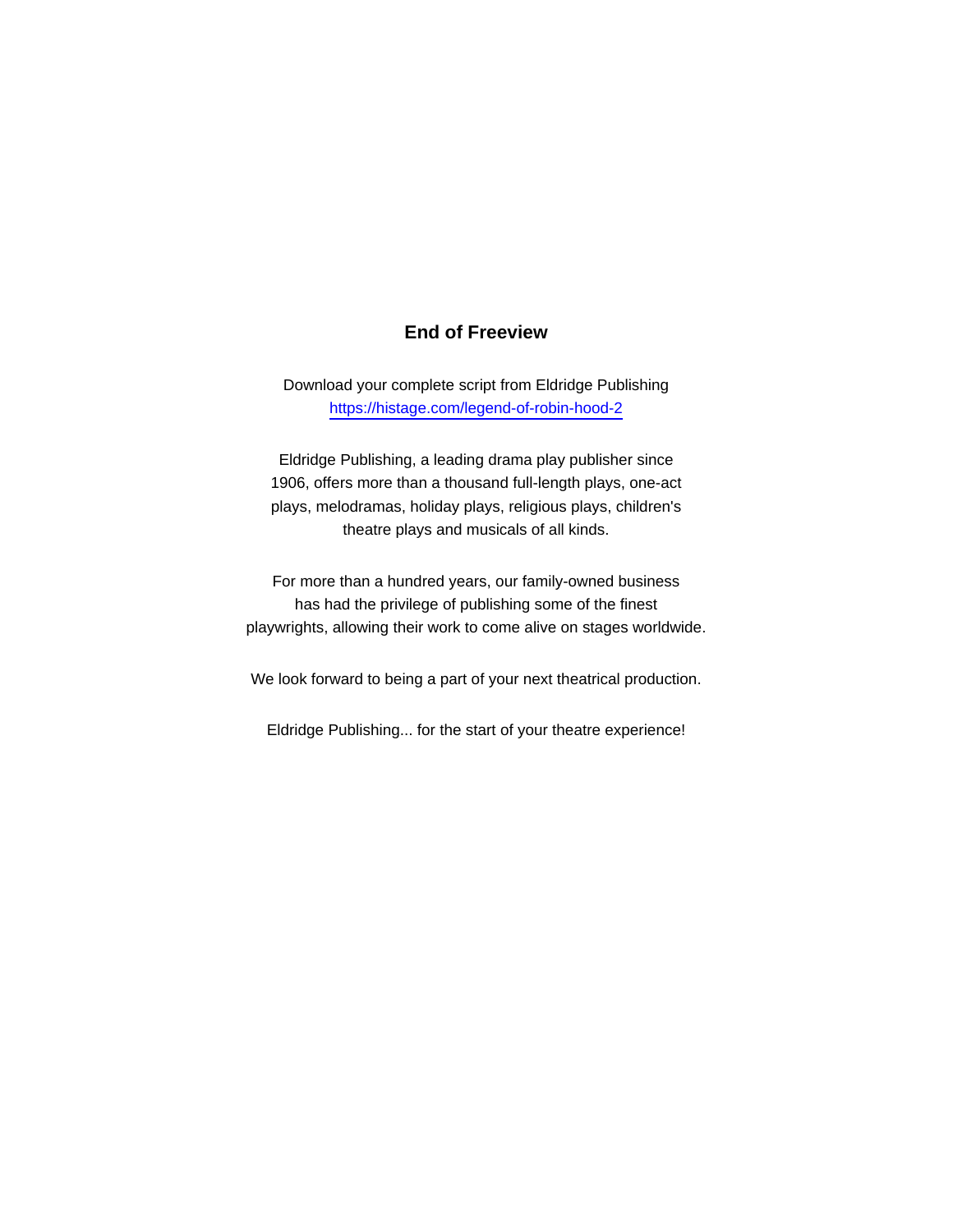## End of Freeview

Download your complete script from Eldridge Publishing
https://histage.com/legend-of-robin-hood-2

Eldridge Publishing, a leading drama play publisher since 1906, offers more than a thousand full-length plays, one-act plays, melodramas, holiday plays, religious plays, children's theatre plays and musicals of all kinds.

For more than a hundred years, our family-owned business has had the privilege of publishing some of the finest playwrights, allowing their work to come alive on stages worldwide.

We look forward to being a part of your next theatrical production.

Eldridge Publishing... for the start of your theatre experience!